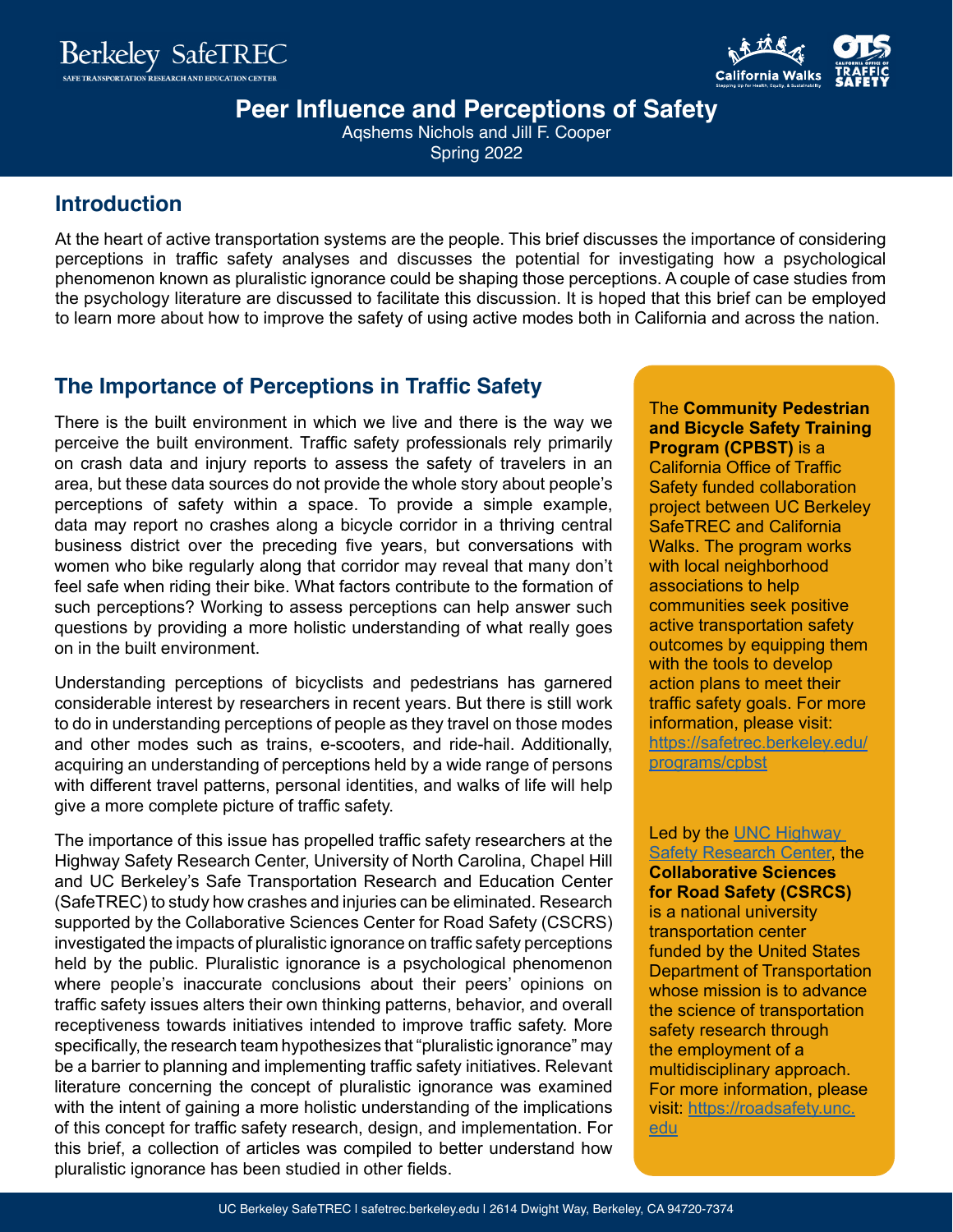# Peer Influence and Perceptions of Safety

Aqshems Nichols and Jill F. Cooper

Spring 2022

## Introduction

At the heart of active transportation systems are the people. This brief discusses the importance of considering perceptions in traffic safety analyses and discusses the potential for investigating how a psychological phenomenon known as pluralistic ignorance could be shaping those perceptions. A couple of case studies from the psychology literature are discussed to facilitate this discussion. It is hoped that this brief can be employed to learn more about how to improve the safety of using active modes both in California and across the nation.

## The Importance of Perceptions in Traffic Safety

There is the built environment in which we live and there is the way we perceive the built environment. Traffic safety professionals rely primarily on crash data and injury reports to assess the safety of travelers in an area, but these data sources do not provide the whole story about people's perceptions of safety within a space. To provide a simple example, data may report no crashes along a bicycle corridor in a thriving central business district over the preceding five years, but conversations with women who bike regularly along that corridor may reveal that many don't feel safe when riding their bike. What factors contribute to the formation of such perceptions? Working to assess perceptions can help answer such questions by providing a more holistic understanding of what really goes on in the built environment.

Understanding perceptions of bicyclists and pedestrians has garnered considerable interest by researchers in recent years. But there is still work to do in understanding perceptions of people as they travel on those modes and other modes such as trains, e-scooters, and ride-hail. Additionally, acquiring an understanding of perceptions held by a wide range of persons with different travel patterns, personal identities, and walks of life will help give a more complete picture of traffic safety.

The importance of this issue has propelled traffic safety researchers at the Highway Safety Research Center, University of North Carolina, Chapel Hill and UC Berkeley's Safe Transportation Research and Education Center (SafeTREC) to study how crashes and injuries can be eliminated. Research supported by the Collaborative Sciences Center for Road Safety (CSCRS) investigated the impacts of pluralistic ignorance on traffic safety perceptions held by the public. Pluralistic ignorance is a psychological phenomenon where people's inaccurate conclusions about their peers' opinions on traffic safety issues alters their own thinking patterns, behavior, and overall receptiveness towards initiatives intended to improve traffic safety. More specifically, the research team hypothesizes that "pluralistic ignorance" may be a barrier to planning and implementing traffic safety initiatives. Relevant literature concerning the concept of pluralistic ignorance was examined with the intent of gaining a more holistic understanding of the implications of this concept for traffic safety research, design, and implementation. For this brief, a collection of articles was compiled to better understand how pluralistic ignorance has been studied in other fields.

The **Community Pedestrian and Bicycle Safety Training Program (CPBST)** is a California Office of Traffic Safety funded collaboration project between UC Berkeley SafeTREC and California Walks. The program works with local neighborhood associations to help communities seek positive active transportation safety outcomes by equipping them with the tools to develop action plans to meet their traffic safety goals. For more information, please visit: https://safetrec.berkeley.edu/programs/cpbst

Led by the UNC Highway Safety Research Center, the **Collaborative Sciences for Road Safety (CSRCS)** is a national university transportation center funded by the United States Department of Transportation whose mission is to advance the science of transportation safety research through the employment of a multidisciplinary approach. For more information, please visit: https://roadsafety.unc.edu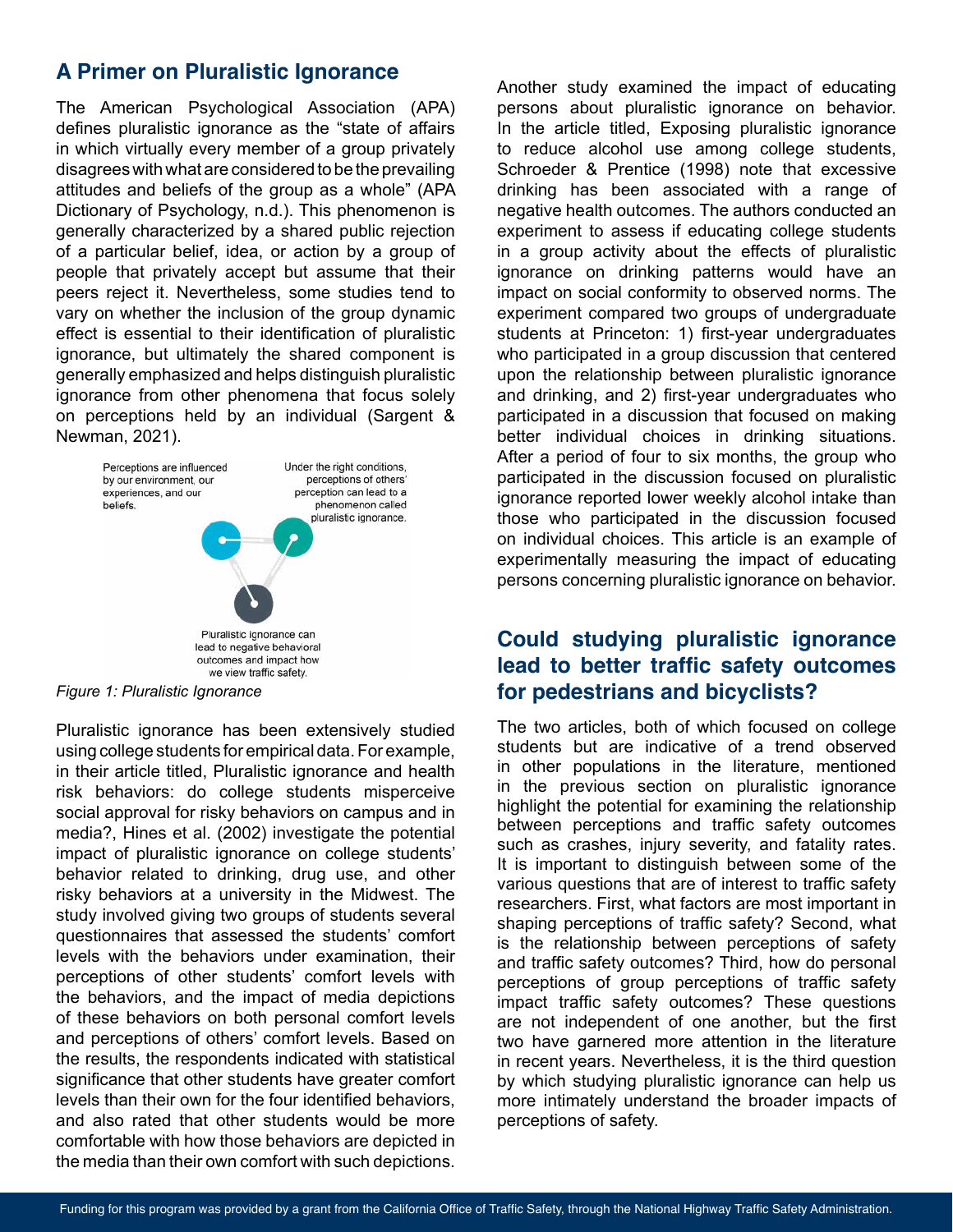## A Primer on Pluralistic Ignorance

The American Psychological Association (APA) defines pluralistic ignorance as the "state of affairs in which virtually every member of a group privately disagrees with what are considered to be the prevailing attitudes and beliefs of the group as a whole" (APA Dictionary of Psychology, n.d.). This phenomenon is generally characterized by a shared public rejection of a particular belief, idea, or action by a group of people that privately accept but assume that their peers reject it. Nevertheless, some studies tend to vary on whether the inclusion of the group dynamic effect is essential to their identification of pluralistic ignorance, but ultimately the shared component is generally emphasized and helps distinguish pluralistic ignorance from other phenomena that focus solely on perceptions held by an individual (Sargent & Newman, 2021).

Perceptions are influenced by our environment, our experiences, and our beliefs.

Under the right conditions, perceptions of others' perception can lead to a phenomenon called pluralistic ignorance.

Pluralistic ignorance can lead to negative behavioral outcomes and impact how we view traffic safety.

*Figure 1: Pluralistic Ignorance*

Pluralistic ignorance has been extensively studied using college students for empirical data. For example, in their article titled, Pluralistic ignorance and health risk behaviors: do college students misperceive social approval for risky behaviors on campus and in media?, Hines et al. (2002) investigate the potential impact of pluralistic ignorance on college students' behavior related to drinking, drug use, and other risky behaviors at a university in the Midwest. The study involved giving two groups of students several questionnaires that assessed the students' comfort levels with the behaviors under examination, their perceptions of other students' comfort levels with the behaviors, and the impact of media depictions of these behaviors on both personal comfort levels and perceptions of others' comfort levels. Based on the results, the respondents indicated with statistical significance that other students have greater comfort levels than their own for the four identified behaviors, and also rated that other students would be more comfortable with how those behaviors are depicted in the media than their own comfort with such depictions.

Another study examined the impact of educating persons about pluralistic ignorance on behavior. In the article titled, Exposing pluralistic ignorance to reduce alcohol use among college students, Schroeder & Prentice (1998) note that excessive drinking has been associated with a range of negative health outcomes. The authors conducted an experiment to assess if educating college students in a group activity about the effects of pluralistic ignorance on drinking patterns would have an impact on social conformity to observed norms. The experiment compared two groups of undergraduate students at Princeton: 1) first-year undergraduates who participated in a group discussion that centered upon the relationship between pluralistic ignorance and drinking, and 2) first-year undergraduates who participated in a discussion that focused on making better individual choices in drinking situations. After a period of four to six months, the group who participated in the discussion focused on pluralistic ignorance reported lower weekly alcohol intake than those who participated in the discussion focused on individual choices. This article is an example of experimentally measuring the impact of educating persons concerning pluralistic ignorance on behavior.

## Could studying pluralistic ignorance lead to better traffic safety outcomes for pedestrians and bicyclists?

The two articles, both of which focused on college students but are indicative of a trend observed in other populations in the literature, mentioned in the previous section on pluralistic ignorance highlight the potential for examining the relationship between perceptions and traffic safety outcomes such as crashes, injury severity, and fatality rates. It is important to distinguish between some of the various questions that are of interest to traffic safety researchers. First, what factors are most important in shaping perceptions of traffic safety? Second, what is the relationship between perceptions of safety and traffic safety outcomes? Third, how do personal perceptions of group perceptions of traffic safety impact traffic safety outcomes? These questions are not independent of one another, but the first two have garnered more attention in the literature in recent years. Nevertheless, it is the third question by which studying pluralistic ignorance can help us more intimately understand the broader impacts of perceptions of safety.

Funding for this program was provided by a grant from the California Office of Traffic Safety, through the National Highway Traffic Safety Administration.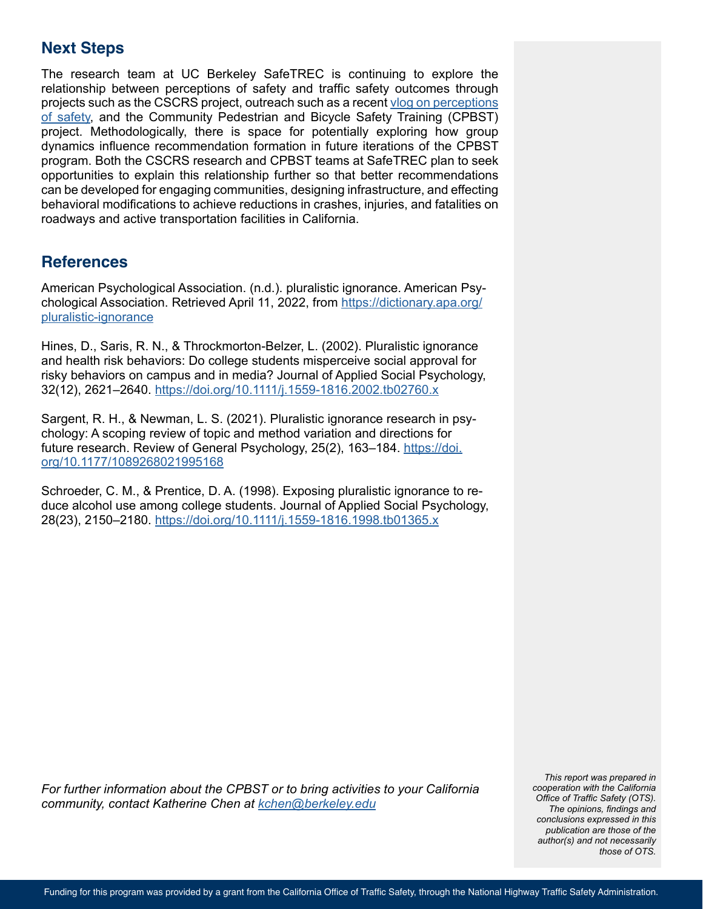## Next Steps

The research team at UC Berkeley SafeTREC is continuing to explore the relationship between perceptions of safety and traffic safety outcomes through projects such as the CSCRS project, outreach such as a recent [vlog on perceptions of safety](#), and the Community Pedestrian and Bicycle Safety Training (CPBST) project. Methodologically, there is space for potentially exploring how group dynamics influence recommendation formation in future iterations of the CPBST program. Both the CSCRS research and CPBST teams at SafeTREC plan to seek opportunities to explain this relationship further so that better recommendations can be developed for engaging communities, designing infrastructure, and effecting behavioral modifications to achieve reductions in crashes, injuries, and fatalities on roadways and active transportation facilities in California.

## References

American Psychological Association. (n.d.). pluralistic ignorance. American Psychological Association. Retrieved April 11, 2022, from https://dictionary.apa.org/pluralistic-ignorance

Hines, D., Saris, R. N., & Throckmorton-Belzer, L. (2002). Pluralistic ignorance and health risk behaviors: Do college students misperceive social approval for risky behaviors on campus and in media? Journal of Applied Social Psychology, 32(12), 2621–2640. https://doi.org/10.1111/j.1559-1816.2002.tb02760.x

Sargent, R. H., & Newman, L. S. (2021). Pluralistic ignorance research in psychology: A scoping review of topic and method variation and directions for future research. Review of General Psychology, 25(2), 163–184. https://doi.org/10.1177/1089268021995168

Schroeder, C. M., & Prentice, D. A. (1998). Exposing pluralistic ignorance to reduce alcohol use among college students. Journal of Applied Social Psychology, 28(23), 2150–2180. https://doi.org/10.1111/j.1559-1816.1998.tb01365.x

*For further information about the CPBST or to bring activities to your California community, contact Katherine Chen at kchen@berkeley.edu*

*This report was prepared in cooperation with the California Office of Traffic Safety (OTS). The opinions, findings and conclusions expressed in this publication are those of the author(s) and not necessarily those of OTS.*

Funding for this program was provided by a grant from the California Office of Traffic Safety, through the National Highway Traffic Safety Administration.